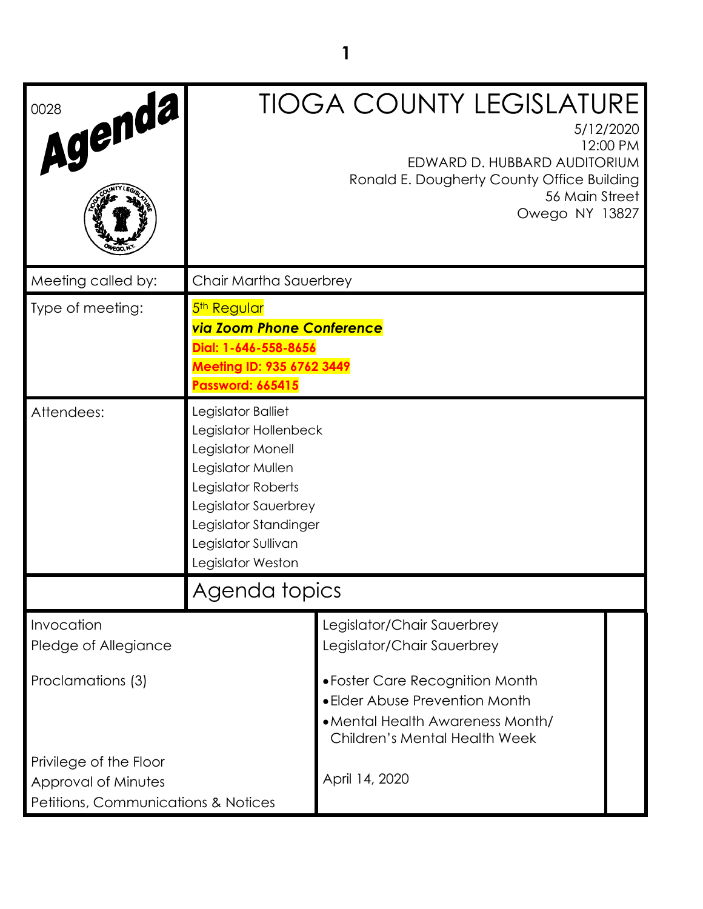0028

**Agenda**

# TIOGA COUNTY LEGISLATURE

5/12/2020
12:00 PM
EDWARD D. HUBBARD AUDITORIUM
Ronald E. Dougherty County Office Building
56 Main Street
Owego NY 13827

| | |
|---|---|
| Meeting called by: | Chair Martha Sauerbrey |
| Type of meeting: | 5th Regular<br>***via Zoom Phone Conference***<br>**Dial: 1-646-558-8656**<br>**Meeting ID: 935 6762 3449**<br>**Password: 665415** |
| Attendees: | Legislator Balliet<br>Legislator Hollenbeck<br>Legislator Monell<br>Legislator Mullen<br>Legislator Roberts<br>Legislator Sauerbrey<br>Legislator Standinger<br>Legislator Sullivan<br>Legislator Weston |

## Agenda topics

| | | |
|---|---|---|
| Invocation | Legislator/Chair Sauerbrey | |
| Pledge of Allegiance | Legislator/Chair Sauerbrey | |
| Proclamations (3) | • Foster Care Recognition Month<br>• Elder Abuse Prevention Month<br>• Mental Health Awareness Month/ Children's Mental Health Week | |
| Privilege of the Floor | | |
| Approval of Minutes | April 14, 2020 | |
| Petitions, Communications & Notices | | |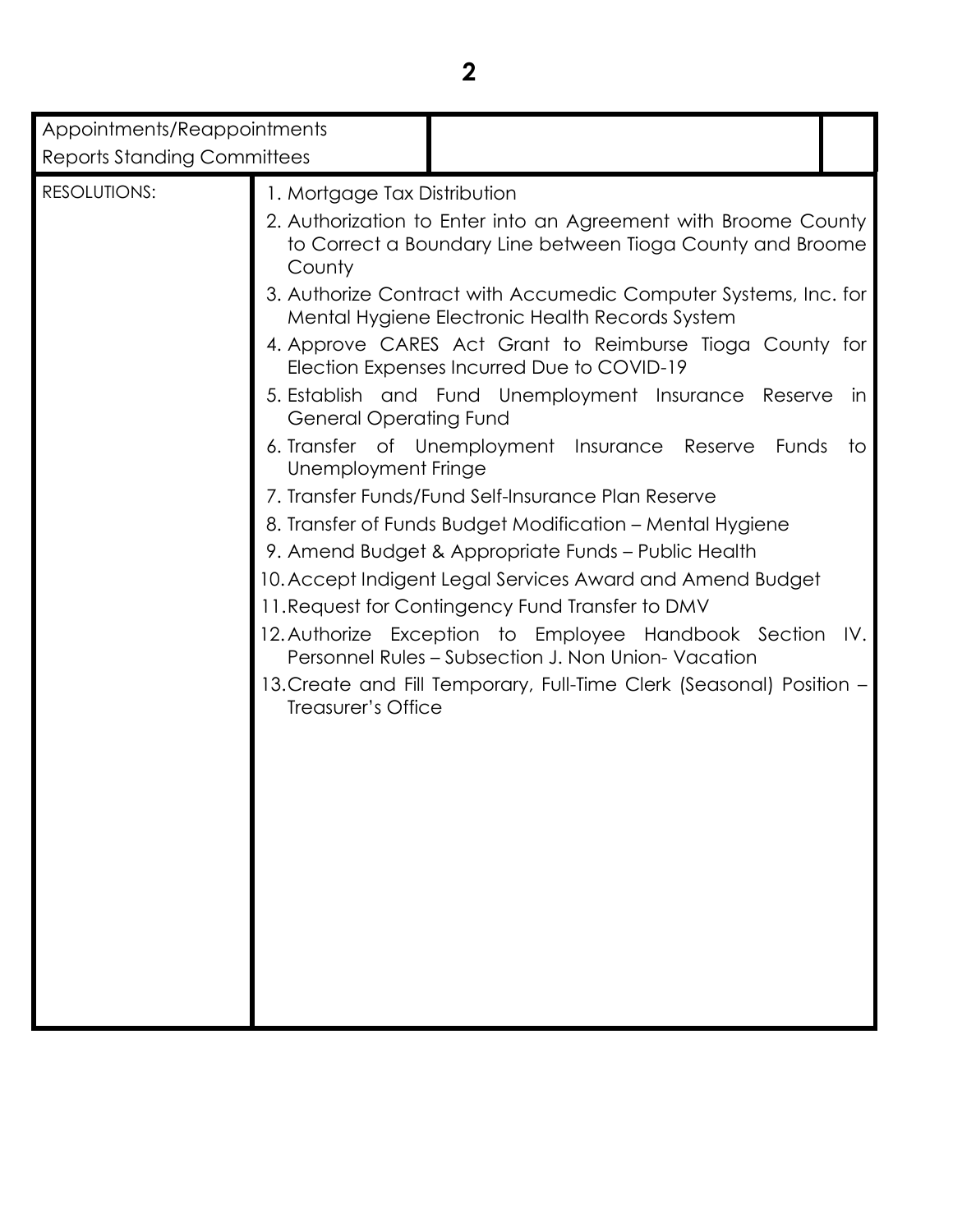| Appointments/Reappointments<br>Reports Standing Committees | | |
|---|---|---|
| RESOLUTIONS: | 1. Mortgage Tax Distribution<br>2. Authorization to Enter into an Agreement with Broome County to Correct a Boundary Line between Tioga County and Broome County<br>3. Authorize Contract with Accumedic Computer Systems, Inc. for Mental Hygiene Electronic Health Records System<br>4. Approve CARES Act Grant to Reimburse Tioga County for Election Expenses Incurred Due to COVID-19<br>5. Establish and Fund Unemployment Insurance Reserve in General Operating Fund<br>6. Transfer of Unemployment Insurance Reserve Funds to Unemployment Fringe<br>7. Transfer Funds/Fund Self-Insurance Plan Reserve<br>8. Transfer of Funds Budget Modification – Mental Hygiene<br>9. Amend Budget & Appropriate Funds – Public Health<br>10. Accept Indigent Legal Services Award and Amend Budget<br>11. Request for Contingency Fund Transfer to DMV<br>12. Authorize Exception to Employee Handbook Section IV. Personnel Rules – Subsection J. Non Union- Vacation<br>13. Create and Fill Temporary, Full-Time Clerk (Seasonal) Position – Treasurer's Office | |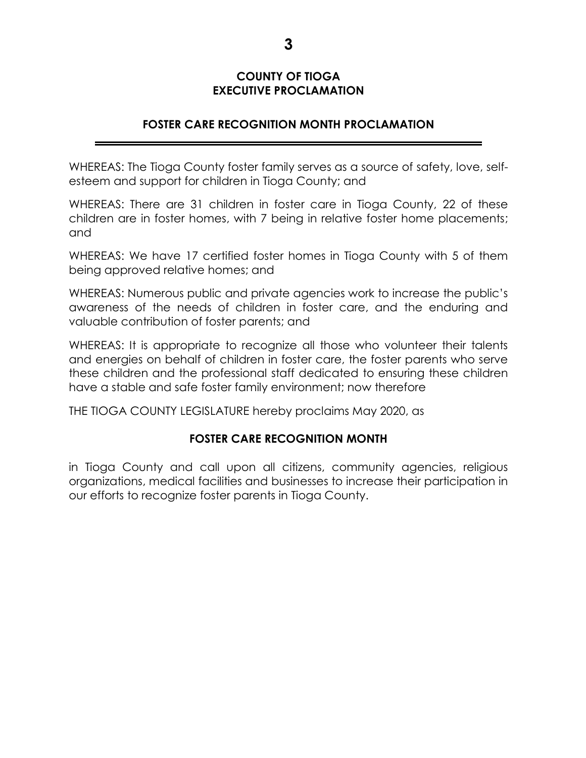## COUNTY OF TIOGA
## EXECUTIVE PROCLAMATION

### FOSTER CARE RECOGNITION MONTH PROCLAMATION

---

WHEREAS: The Tioga County foster family serves as a source of safety, love, self-esteem and support for children in Tioga County; and

WHEREAS: There are 31 children in foster care in Tioga County, 22 of these children are in foster homes, with 7 being in relative foster home placements; and

WHEREAS: We have 17 certified foster homes in Tioga County with 5 of them being approved relative homes; and

WHEREAS: Numerous public and private agencies work to increase the public's awareness of the needs of children in foster care, and the enduring and valuable contribution of foster parents; and

WHEREAS: It is appropriate to recognize all those who volunteer their talents and energies on behalf of children in foster care, the foster parents who serve these children and the professional staff dedicated to ensuring these children have a stable and safe foster family environment; now therefore

THE TIOGA COUNTY LEGISLATURE hereby proclaims May 2020, as

**FOSTER CARE RECOGNITION MONTH**

in Tioga County and call upon all citizens, community agencies, religious organizations, medical facilities and businesses to increase their participation in our efforts to recognize foster parents in Tioga County.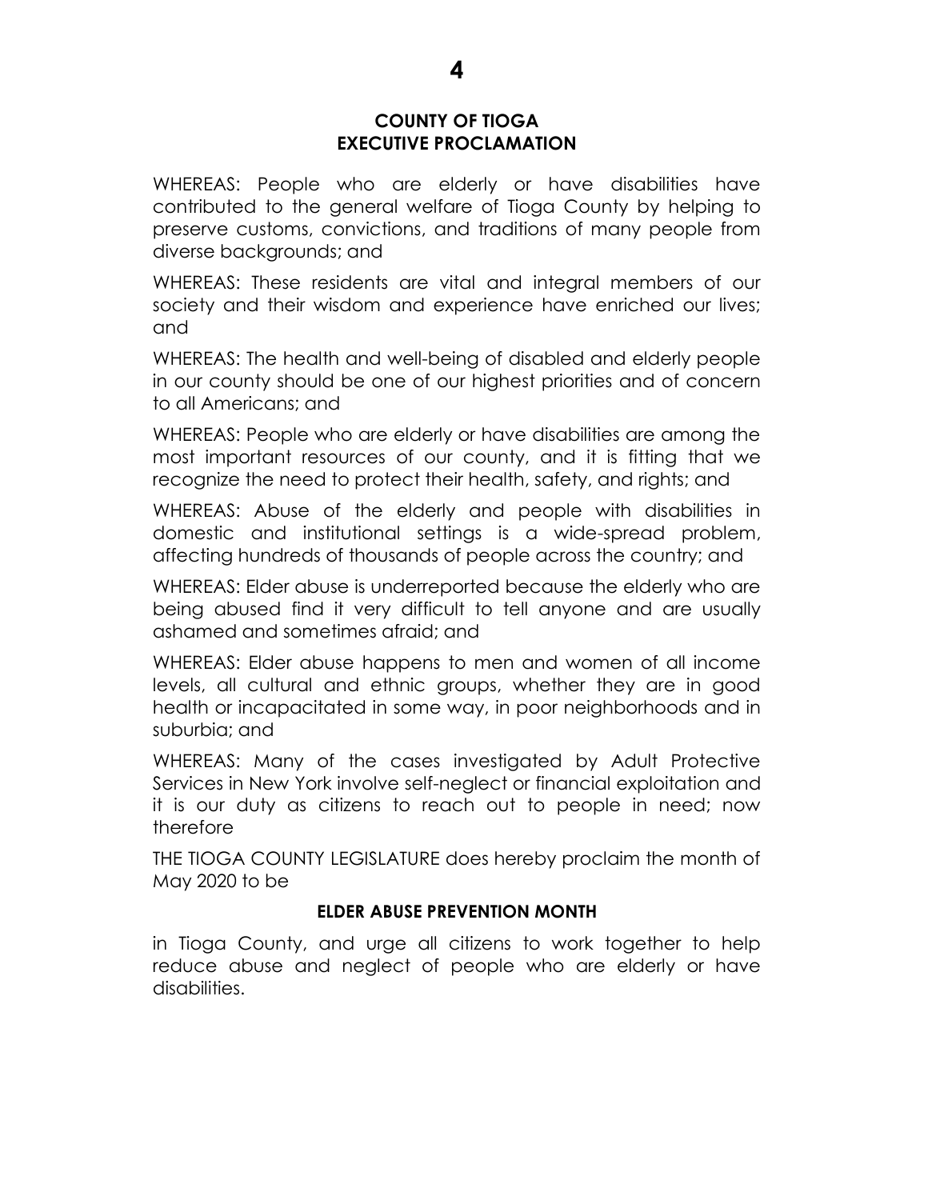# COUNTY OF TIOGA
## EXECUTIVE PROCLAMATION

WHEREAS: People who are elderly or have disabilities have contributed to the general welfare of Tioga County by helping to preserve customs, convictions, and traditions of many people from diverse backgrounds; and

WHEREAS: These residents are vital and integral members of our society and their wisdom and experience have enriched our lives; and

WHEREAS: The health and well-being of disabled and elderly people in our county should be one of our highest priorities and of concern to all Americans; and

WHEREAS: People who are elderly or have disabilities are among the most important resources of our county, and it is fitting that we recognize the need to protect their health, safety, and rights; and

WHEREAS: Abuse of the elderly and people with disabilities in domestic and institutional settings is a wide-spread problem, affecting hundreds of thousands of people across the country; and

WHEREAS: Elder abuse is underreported because the elderly who are being abused find it very difficult to tell anyone and are usually ashamed and sometimes afraid; and

WHEREAS: Elder abuse happens to men and women of all income levels, all cultural and ethnic groups, whether they are in good health or incapacitated in some way, in poor neighborhoods and in suburbia; and

WHEREAS: Many of the cases investigated by Adult Protective Services in New York involve self-neglect or financial exploitation and it is our duty as citizens to reach out to people in need; now therefore

THE TIOGA COUNTY LEGISLATURE does hereby proclaim the month of May 2020 to be

**ELDER ABUSE PREVENTION MONTH**

in Tioga County, and urge all citizens to work together to help reduce abuse and neglect of people who are elderly or have disabilities.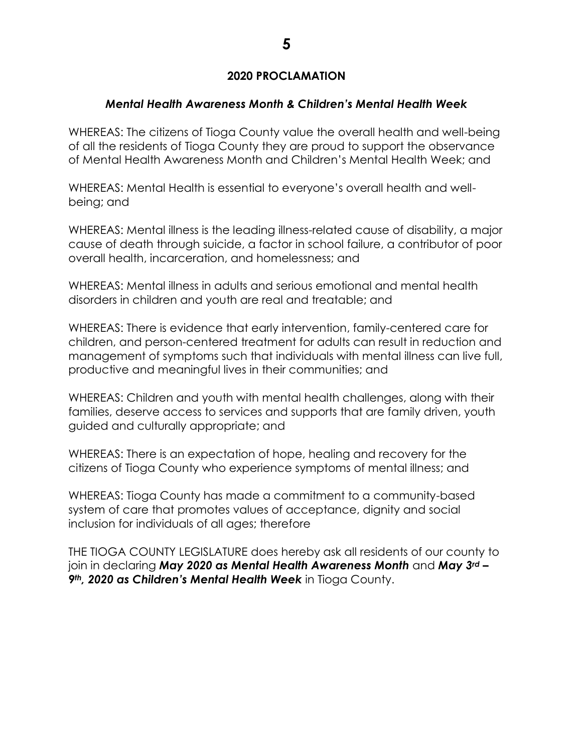## 2020 PROCLAMATION

### *Mental Health Awareness Month & Children's Mental Health Week*

WHEREAS: The citizens of Tioga County value the overall health and well-being of all the residents of Tioga County they are proud to support the observance of Mental Health Awareness Month and Children's Mental Health Week; and

WHEREAS: Mental Health is essential to everyone's overall health and well-being; and

WHEREAS: Mental illness is the leading illness-related cause of disability, a major cause of death through suicide, a factor in school failure, a contributor of poor overall health, incarceration, and homelessness; and

WHEREAS: Mental illness in adults and serious emotional and mental health disorders in children and youth are real and treatable; and

WHEREAS: There is evidence that early intervention, family-centered care for children, and person-centered treatment for adults can result in reduction and management of symptoms such that individuals with mental illness can live full, productive and meaningful lives in their communities; and

WHEREAS: Children and youth with mental health challenges, along with their families, deserve access to services and supports that are family driven, youth guided and culturally appropriate; and

WHEREAS: There is an expectation of hope, healing and recovery for the citizens of Tioga County who experience symptoms of mental illness; and

WHEREAS: Tioga County has made a commitment to a community-based system of care that promotes values of acceptance, dignity and social inclusion for individuals of all ages; therefore

THE TIOGA COUNTY LEGISLATURE does hereby ask all residents of our county to join in declaring ***May 2020 as Mental Health Awareness Month*** and ***May 3rd – 9th, 2020 as Children's Mental Health Week*** in Tioga County.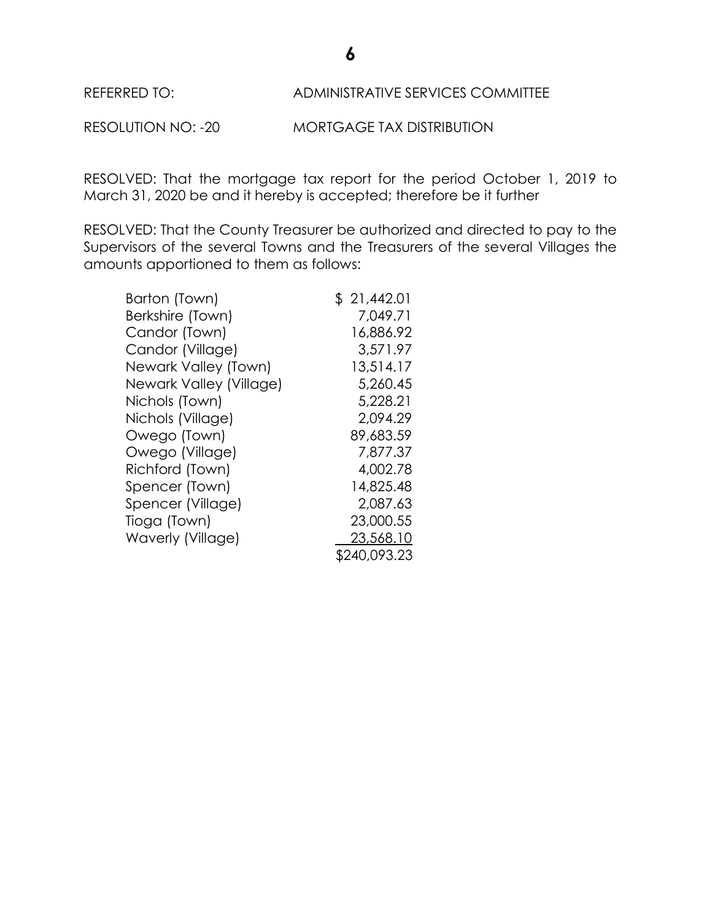REFERRED TO: ADMINISTRATIVE SERVICES COMMITTEE

RESOLUTION NO: -20 MORTGAGE TAX DISTRIBUTION

RESOLVED: That the mortgage tax report for the period October 1, 2019 to March 31, 2020 be and it hereby is accepted; therefore be it further

RESOLVED: That the County Treasurer be authorized and directed to pay to the Supervisors of the several Towns and the Treasurers of the several Villages the amounts apportioned to them as follows:

| | |
|---|---:|
| Barton (Town) | $ 21,442.01 |
| Berkshire (Town) | 7,049.71 |
| Candor (Town) | 16,886.92 |
| Candor (Village) | 3,571.97 |
| Newark Valley (Town) | 13,514.17 |
| Newark Valley (Village) | 5,260.45 |
| Nichols (Town) | 5,228.21 |
| Nichols (Village) | 2,094.29 |
| Owego (Town) | 89,683.59 |
| Owego (Village) | 7,877.37 |
| Richford (Town) | 4,002.78 |
| Spencer (Town) | 14,825.48 |
| Spencer (Village) | 2,087.63 |
| Tioga (Town) | 23,000.55 |
| Waverly (Village) | 23,568.10 |
| | $240,093.23 |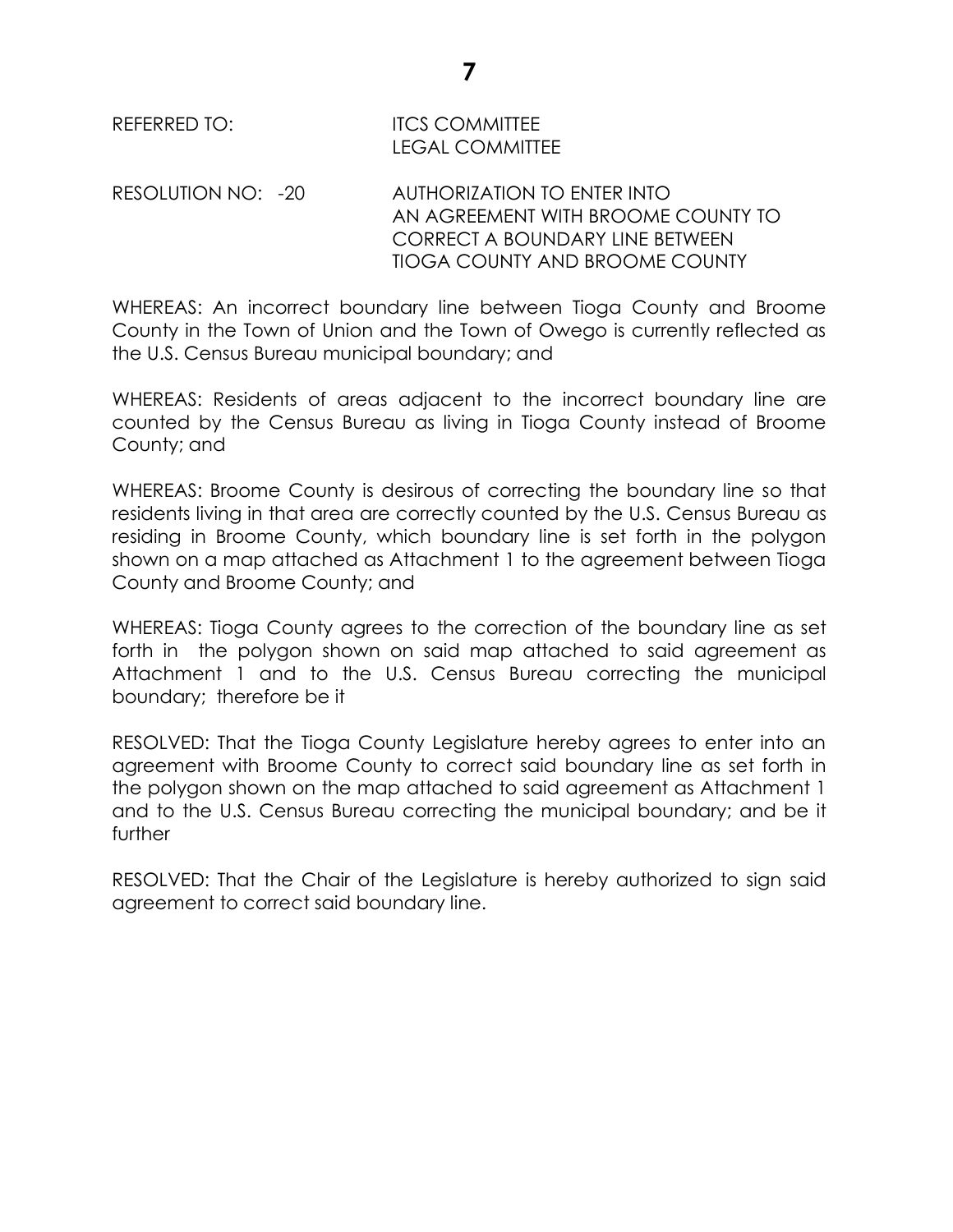REFERRED TO: ITCS COMMITTEE
LEGAL COMMITTEE

RESOLUTION NO: -20 AUTHORIZATION TO ENTER INTO AN AGREEMENT WITH BROOME COUNTY TO CORRECT A BOUNDARY LINE BETWEEN TIOGA COUNTY AND BROOME COUNTY

WHEREAS: An incorrect boundary line between Tioga County and Broome County in the Town of Union and the Town of Owego is currently reflected as the U.S. Census Bureau municipal boundary; and

WHEREAS: Residents of areas adjacent to the incorrect boundary line are counted by the Census Bureau as living in Tioga County instead of Broome County; and

WHEREAS: Broome County is desirous of correcting the boundary line so that residents living in that area are correctly counted by the U.S. Census Bureau as residing in Broome County, which boundary line is set forth in the polygon shown on a map attached as Attachment 1 to the agreement between Tioga County and Broome County; and

WHEREAS: Tioga County agrees to the correction of the boundary line as set forth in the polygon shown on said map attached to said agreement as Attachment 1 and to the U.S. Census Bureau correcting the municipal boundary; therefore be it

RESOLVED: That the Tioga County Legislature hereby agrees to enter into an agreement with Broome County to correct said boundary line as set forth in the polygon shown on the map attached to said agreement as Attachment 1 and to the U.S. Census Bureau correcting the municipal boundary; and be it further

RESOLVED: That the Chair of the Legislature is hereby authorized to sign said agreement to correct said boundary line.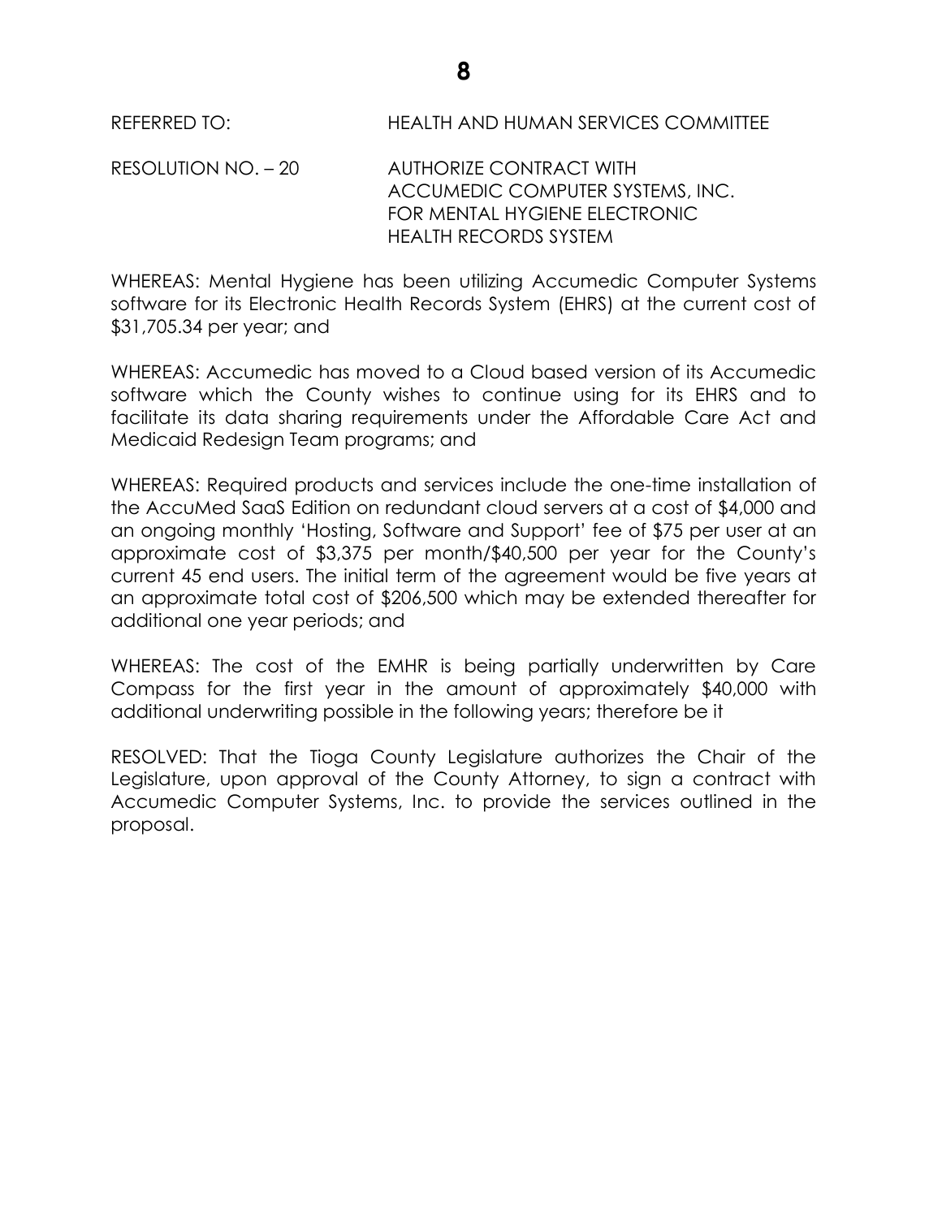REFERRED TO: HEALTH AND HUMAN SERVICES COMMITTEE

RESOLUTION NO. – 20 AUTHORIZE CONTRACT WITH ACCUMEDIC COMPUTER SYSTEMS, INC. FOR MENTAL HYGIENE ELECTRONIC HEALTH RECORDS SYSTEM

WHEREAS: Mental Hygiene has been utilizing Accumedic Computer Systems software for its Electronic Health Records System (EHRS) at the current cost of $31,705.34 per year; and

WHEREAS: Accumedic has moved to a Cloud based version of its Accumedic software which the County wishes to continue using for its EHRS and to facilitate its data sharing requirements under the Affordable Care Act and Medicaid Redesign Team programs; and

WHEREAS: Required products and services include the one-time installation of the AccuMed SaaS Edition on redundant cloud servers at a cost of $4,000 and an ongoing monthly 'Hosting, Software and Support' fee of $75 per user at an approximate cost of $3,375 per month/$40,500 per year for the County's current 45 end users. The initial term of the agreement would be five years at an approximate total cost of $206,500 which may be extended thereafter for additional one year periods; and

WHEREAS: The cost of the EMHR is being partially underwritten by Care Compass for the first year in the amount of approximately $40,000 with additional underwriting possible in the following years; therefore be it

RESOLVED: That the Tioga County Legislature authorizes the Chair of the Legislature, upon approval of the County Attorney, to sign a contract with Accumedic Computer Systems, Inc. to provide the services outlined in the proposal.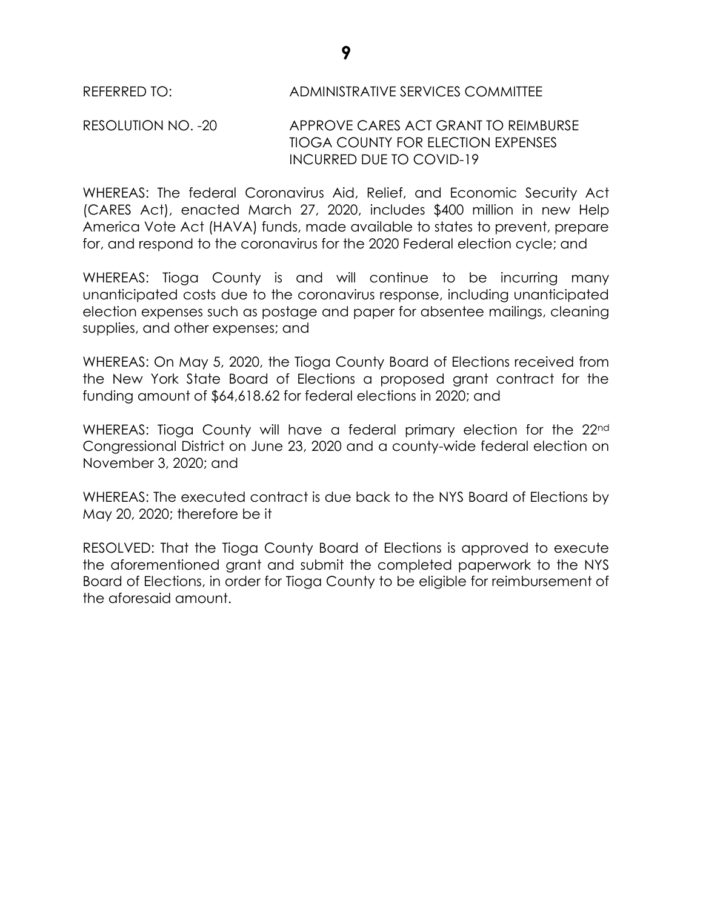REFERRED TO: ADMINISTRATIVE SERVICES COMMITTEE

RESOLUTION NO. -20 APPROVE CARES ACT GRANT TO REIMBURSE TIOGA COUNTY FOR ELECTION EXPENSES INCURRED DUE TO COVID-19

WHEREAS: The federal Coronavirus Aid, Relief, and Economic Security Act (CARES Act), enacted March 27, 2020, includes $400 million in new Help America Vote Act (HAVA) funds, made available to states to prevent, prepare for, and respond to the coronavirus for the 2020 Federal election cycle; and

WHEREAS: Tioga County is and will continue to be incurring many unanticipated costs due to the coronavirus response, including unanticipated election expenses such as postage and paper for absentee mailings, cleaning supplies, and other expenses; and

WHEREAS: On May 5, 2020, the Tioga County Board of Elections received from the New York State Board of Elections a proposed grant contract for the funding amount of $64,618.62 for federal elections in 2020; and

WHEREAS: Tioga County will have a federal primary election for the 22nd Congressional District on June 23, 2020 and a county-wide federal election on November 3, 2020; and

WHEREAS: The executed contract is due back to the NYS Board of Elections by May 20, 2020; therefore be it

RESOLVED: That the Tioga County Board of Elections is approved to execute the aforementioned grant and submit the completed paperwork to the NYS Board of Elections, in order for Tioga County to be eligible for reimbursement of the aforesaid amount.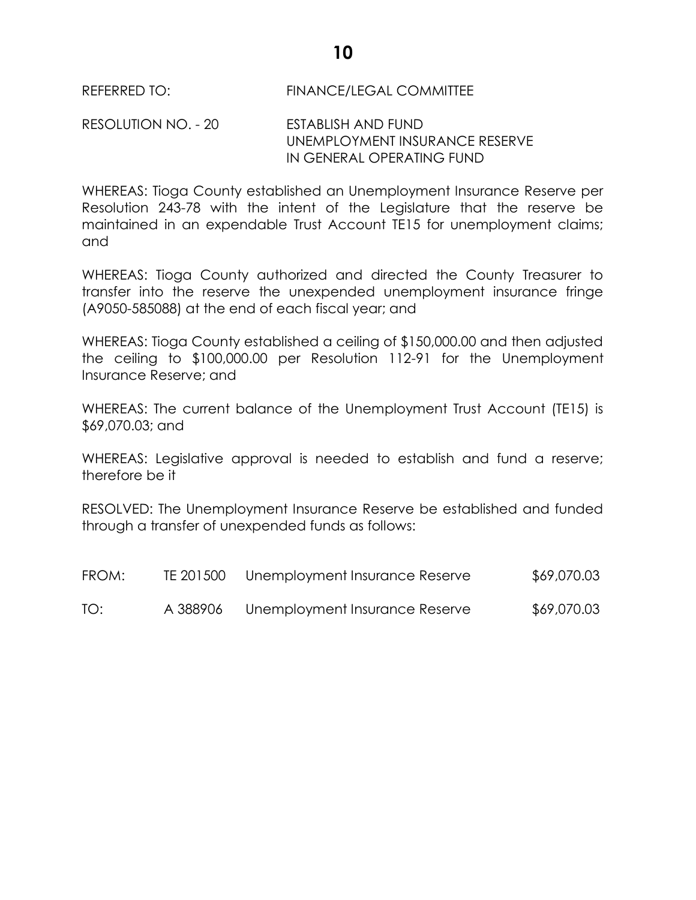REFERRED TO: FINANCE/LEGAL COMMITTEE

RESOLUTION NO. - 20 ESTABLISH AND FUND UNEMPLOYMENT INSURANCE RESERVE IN GENERAL OPERATING FUND

WHEREAS: Tioga County established an Unemployment Insurance Reserve per Resolution 243-78 with the intent of the Legislature that the reserve be maintained in an expendable Trust Account TE15 for unemployment claims; and

WHEREAS: Tioga County authorized and directed the County Treasurer to transfer into the reserve the unexpended unemployment insurance fringe (A9050-585088) at the end of each fiscal year; and

WHEREAS: Tioga County established a ceiling of $150,000.00 and then adjusted the ceiling to $100,000.00 per Resolution 112-91 for the Unemployment Insurance Reserve; and

WHEREAS: The current balance of the Unemployment Trust Account (TE15) is $69,070.03; and

WHEREAS: Legislative approval is needed to establish and fund a reserve; therefore be it

RESOLVED: The Unemployment Insurance Reserve be established and funded through a transfer of unexpended funds as follows:

| | | | |
|---|---|---|---|
| FROM: | TE 201500 | Unemployment Insurance Reserve | $69,070.03 |
| TO: | A 388906 | Unemployment Insurance Reserve | $69,070.03 |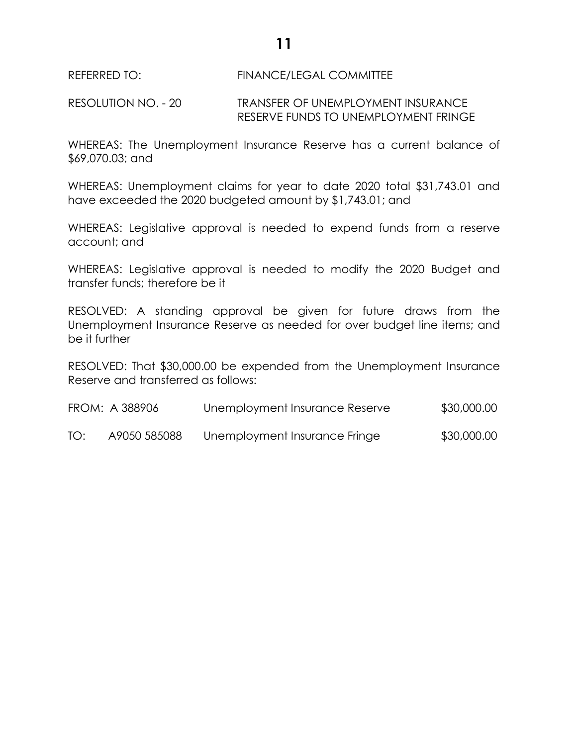REFERRED TO: FINANCE/LEGAL COMMITTEE

RESOLUTION NO. - 20 TRANSFER OF UNEMPLOYMENT INSURANCE RESERVE FUNDS TO UNEMPLOYMENT FRINGE

WHEREAS: The Unemployment Insurance Reserve has a current balance of $69,070.03; and

WHEREAS: Unemployment claims for year to date 2020 total $31,743.01 and have exceeded the 2020 budgeted amount by $1,743.01; and

WHEREAS: Legislative approval is needed to expend funds from a reserve account; and

WHEREAS: Legislative approval is needed to modify the 2020 Budget and transfer funds; therefore be it

RESOLVED: A standing approval be given for future draws from the Unemployment Insurance Reserve as needed for over budget line items; and be it further

RESOLVED: That $30,000.00 be expended from the Unemployment Insurance Reserve and transferred as follows:

| | | | |
|---|---|---|---|
| FROM: | A 388906 | Unemployment Insurance Reserve | $30,000.00 |
| TO: | A9050 585088 | Unemployment Insurance Fringe | $30,000.00 |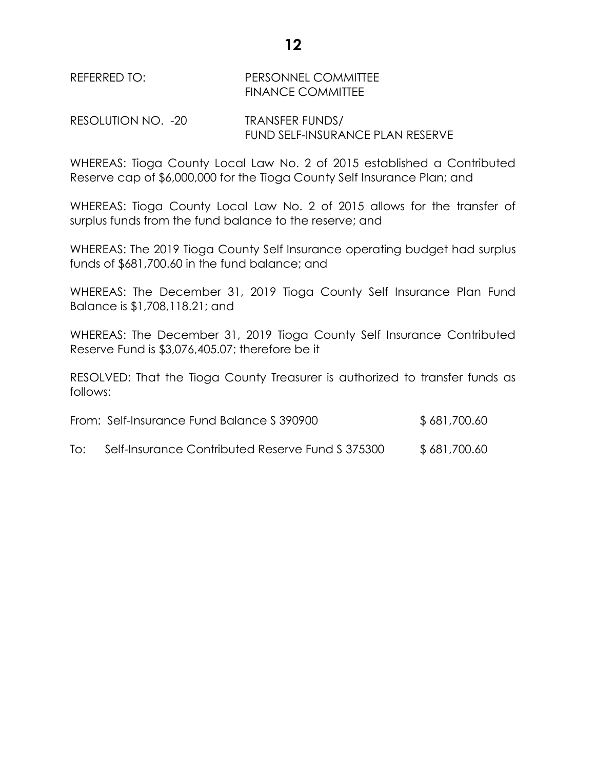REFERRED TO: PERSONNEL COMMITTEE
FINANCE COMMITTEE

RESOLUTION NO. -20 TRANSFER FUNDS/
FUND SELF-INSURANCE PLAN RESERVE

WHEREAS: Tioga County Local Law No. 2 of 2015 established a Contributed Reserve cap of $6,000,000 for the Tioga County Self Insurance Plan; and

WHEREAS: Tioga County Local Law No. 2 of 2015 allows for the transfer of surplus funds from the fund balance to the reserve; and

WHEREAS: The 2019 Tioga County Self Insurance operating budget had surplus funds of $681,700.60 in the fund balance; and

WHEREAS: The December 31, 2019 Tioga County Self Insurance Plan Fund Balance is $1,708,118.21; and

WHEREAS: The December 31, 2019 Tioga County Self Insurance Contributed Reserve Fund is $3,076,405.07; therefore be it

RESOLVED: That the Tioga County Treasurer is authorized to transfer funds as follows:

| | | |
|---|---|---|
| From: | Self-Insurance Fund Balance S 390900 | $ 681,700.60 |
| To: | Self-Insurance Contributed Reserve Fund S 375300 | $ 681,700.60 |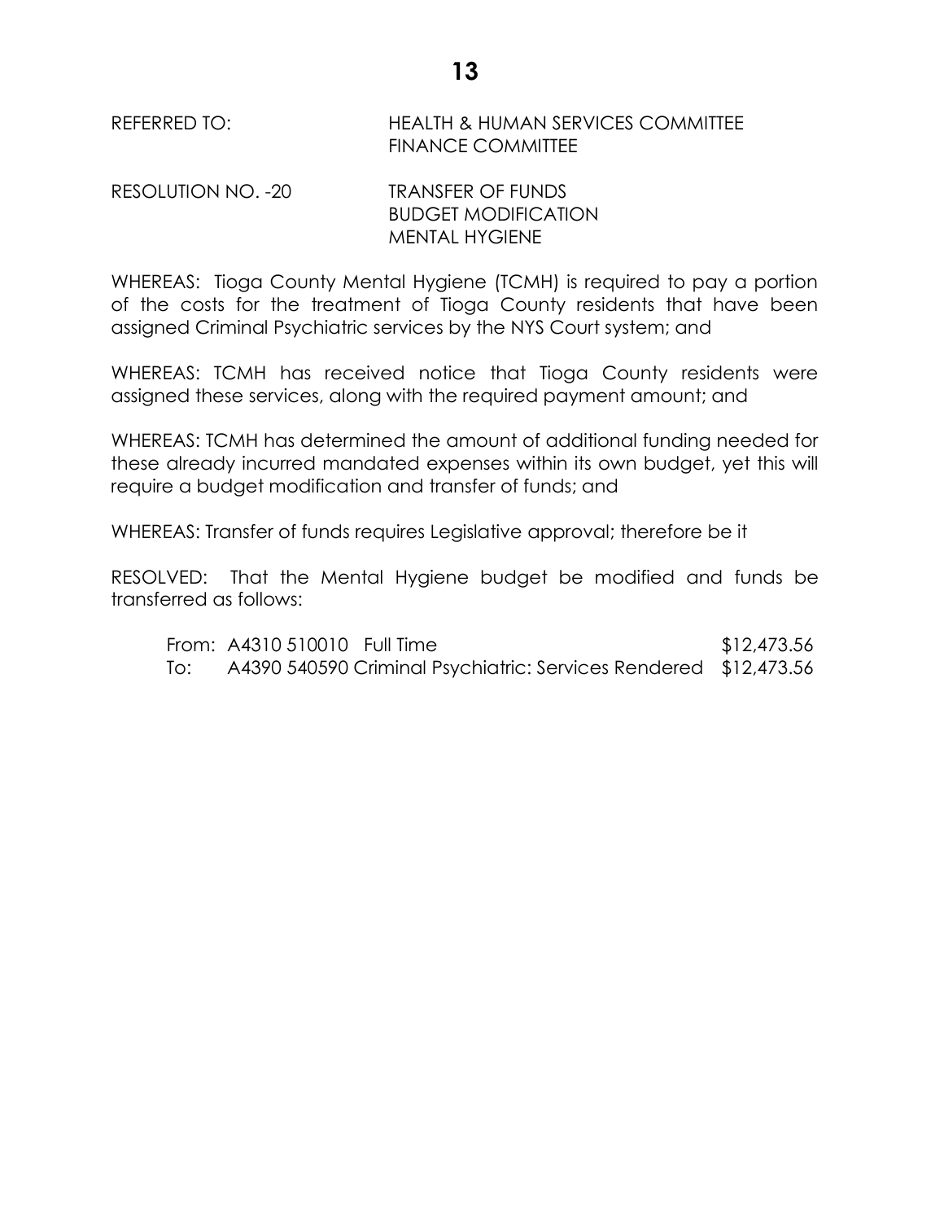REFERRED TO: HEALTH & HUMAN SERVICES COMMITTEE
FINANCE COMMITTEE

RESOLUTION NO. -20 TRANSFER OF FUNDS
BUDGET MODIFICATION
MENTAL HYGIENE

WHEREAS: Tioga County Mental Hygiene (TCMH) is required to pay a portion of the costs for the treatment of Tioga County residents that have been assigned Criminal Psychiatric services by the NYS Court system; and

WHEREAS: TCMH has received notice that Tioga County residents were assigned these services, along with the required payment amount; and

WHEREAS: TCMH has determined the amount of additional funding needed for these already incurred mandated expenses within its own budget, yet this will require a budget modification and transfer of funds; and

WHEREAS: Transfer of funds requires Legislative approval; therefore be it

RESOLVED: That the Mental Hygiene budget be modified and funds be transferred as follows:

| | | |
|---|---|---|
| From: | A4310 510010 Full Time | $12,473.56 |
| To: | A4390 540590 Criminal Psychiatric: Services Rendered | $12,473.56 |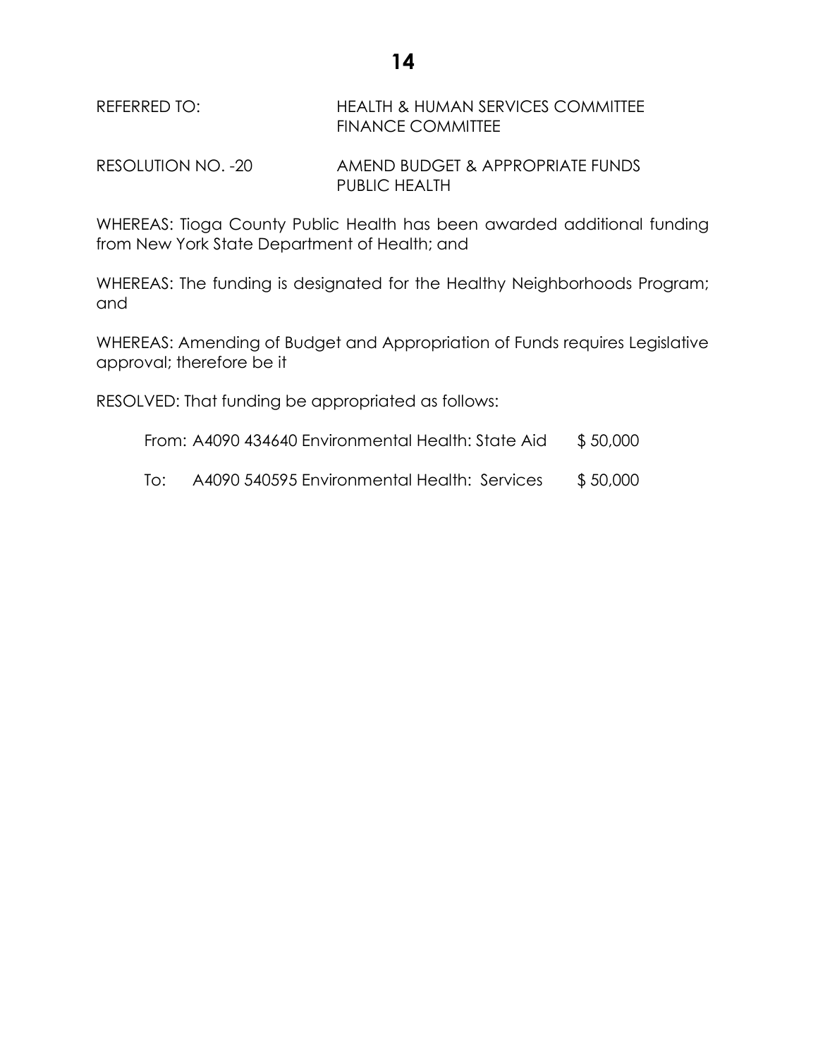REFERRED TO: HEALTH & HUMAN SERVICES COMMITTEE
FINANCE COMMITTEE

RESOLUTION NO. -20 AMEND BUDGET & APPROPRIATE FUNDS
PUBLIC HEALTH

WHEREAS: Tioga County Public Health has been awarded additional funding from New York State Department of Health; and

WHEREAS: The funding is designated for the Healthy Neighborhoods Program; and

WHEREAS: Amending of Budget and Appropriation of Funds requires Legislative approval; therefore be it

RESOLVED: That funding be appropriated as follows:

From: A4090 434640 Environmental Health: State Aid $ 50,000

To: A4090 540595 Environmental Health: Services $ 50,000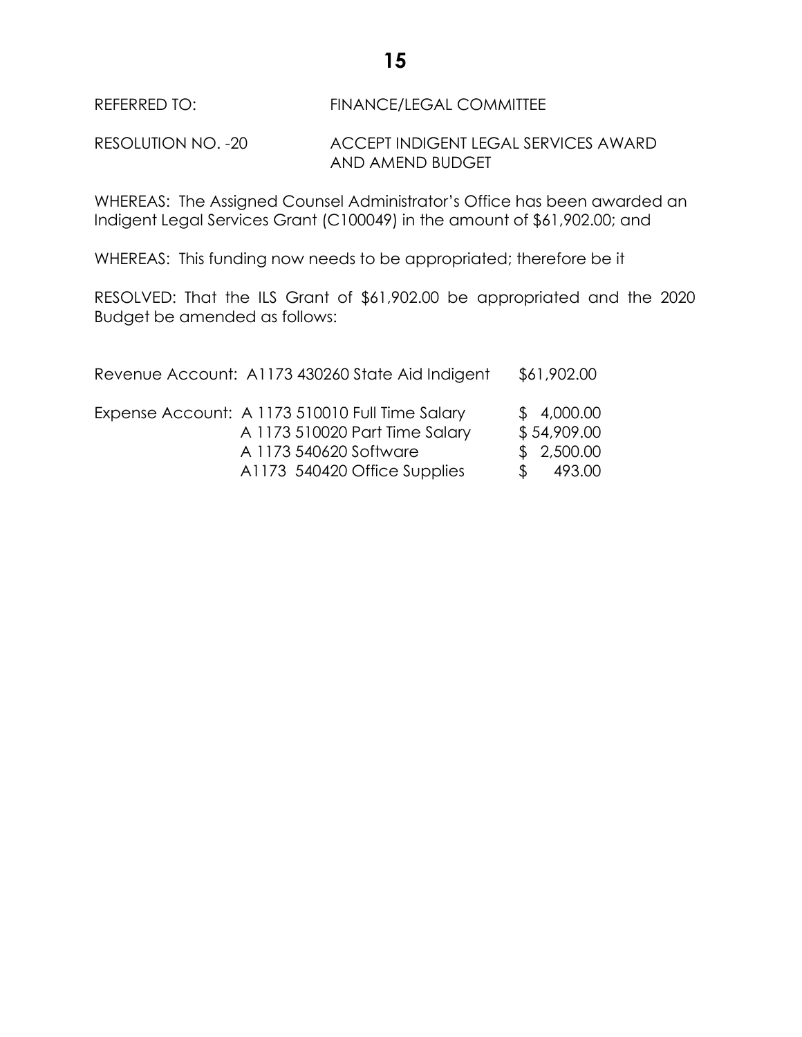REFERRED TO: FINANCE/LEGAL COMMITTEE

RESOLUTION NO. -20 ACCEPT INDIGENT LEGAL SERVICES AWARD AND AMEND BUDGET

WHEREAS: The Assigned Counsel Administrator's Office has been awarded an Indigent Legal Services Grant (C100049) in the amount of $61,902.00; and

WHEREAS: This funding now needs to be appropriated; therefore be it

RESOLVED: That the ILS Grant of $61,902.00 be appropriated and the 2020 Budget be amended as follows:

| | | |
|---|---|---|
| Revenue Account: | A1173 430260 State Aid Indigent | $61,902.00 |
| Expense Account: | A 1173 510010 Full Time Salary | $ 4,000.00 |
| | A 1173 510020 Part Time Salary | $ 54,909.00 |
| | A 1173 540620 Software | $ 2,500.00 |
| | A1173 540420 Office Supplies | $ 493.00 |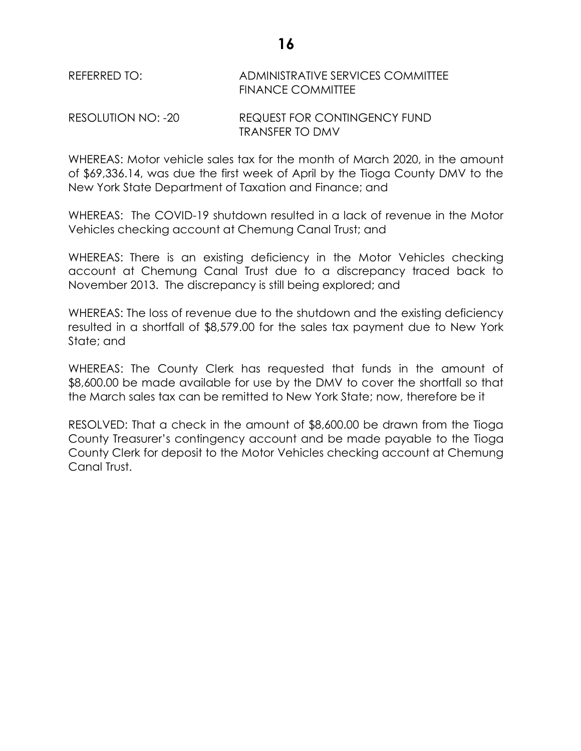REFERRED TO: ADMINISTRATIVE SERVICES COMMITTEE
FINANCE COMMITTEE

RESOLUTION NO: -20 REQUEST FOR CONTINGENCY FUND TRANSFER TO DMV

WHEREAS: Motor vehicle sales tax for the month of March 2020, in the amount of $69,336.14, was due the first week of April by the Tioga County DMV to the New York State Department of Taxation and Finance; and

WHEREAS: The COVID-19 shutdown resulted in a lack of revenue in the Motor Vehicles checking account at Chemung Canal Trust; and

WHEREAS: There is an existing deficiency in the Motor Vehicles checking account at Chemung Canal Trust due to a discrepancy traced back to November 2013. The discrepancy is still being explored; and

WHEREAS: The loss of revenue due to the shutdown and the existing deficiency resulted in a shortfall of $8,579.00 for the sales tax payment due to New York State; and

WHEREAS: The County Clerk has requested that funds in the amount of $8,600.00 be made available for use by the DMV to cover the shortfall so that the March sales tax can be remitted to New York State; now, therefore be it

RESOLVED: That a check in the amount of $8,600.00 be drawn from the Tioga County Treasurer's contingency account and be made payable to the Tioga County Clerk for deposit to the Motor Vehicles checking account at Chemung Canal Trust.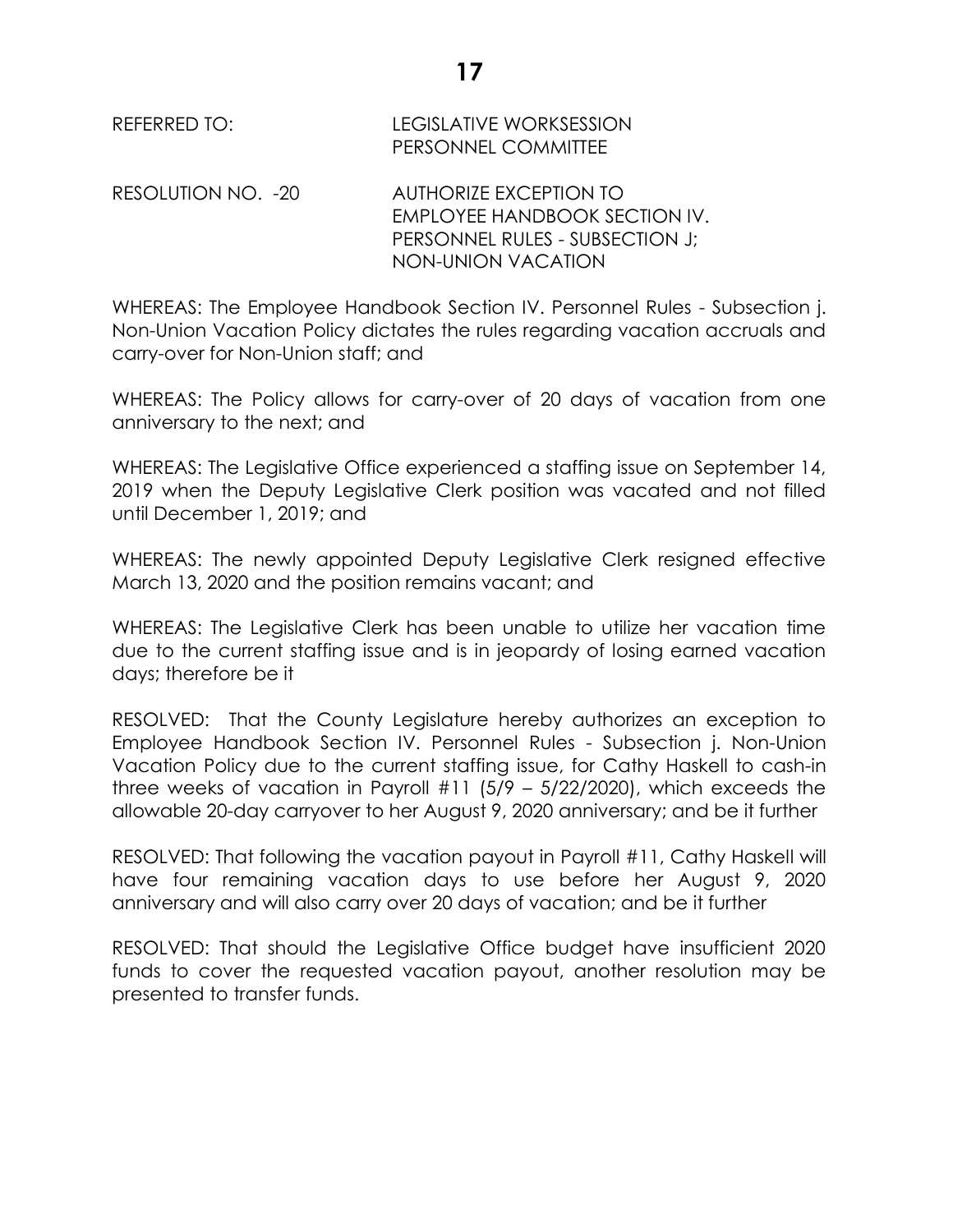REFERRED TO: LEGISLATIVE WORKSESSION
PERSONNEL COMMITTEE

RESOLUTION NO. -20 AUTHORIZE EXCEPTION TO EMPLOYEE HANDBOOK SECTION IV. PERSONNEL RULES - SUBSECTION J; NON-UNION VACATION

WHEREAS: The Employee Handbook Section IV. Personnel Rules - Subsection j. Non-Union Vacation Policy dictates the rules regarding vacation accruals and carry-over for Non-Union staff; and

WHEREAS: The Policy allows for carry-over of 20 days of vacation from one anniversary to the next; and

WHEREAS: The Legislative Office experienced a staffing issue on September 14, 2019 when the Deputy Legislative Clerk position was vacated and not filled until December 1, 2019; and

WHEREAS: The newly appointed Deputy Legislative Clerk resigned effective March 13, 2020 and the position remains vacant; and

WHEREAS: The Legislative Clerk has been unable to utilize her vacation time due to the current staffing issue and is in jeopardy of losing earned vacation days; therefore be it

RESOLVED: That the County Legislature hereby authorizes an exception to Employee Handbook Section IV. Personnel Rules - Subsection j. Non-Union Vacation Policy due to the current staffing issue, for Cathy Haskell to cash-in three weeks of vacation in Payroll #11 (5/9 – 5/22/2020), which exceeds the allowable 20-day carryover to her August 9, 2020 anniversary; and be it further

RESOLVED: That following the vacation payout in Payroll #11, Cathy Haskell will have four remaining vacation days to use before her August 9, 2020 anniversary and will also carry over 20 days of vacation; and be it further

RESOLVED: That should the Legislative Office budget have insufficient 2020 funds to cover the requested vacation payout, another resolution may be presented to transfer funds.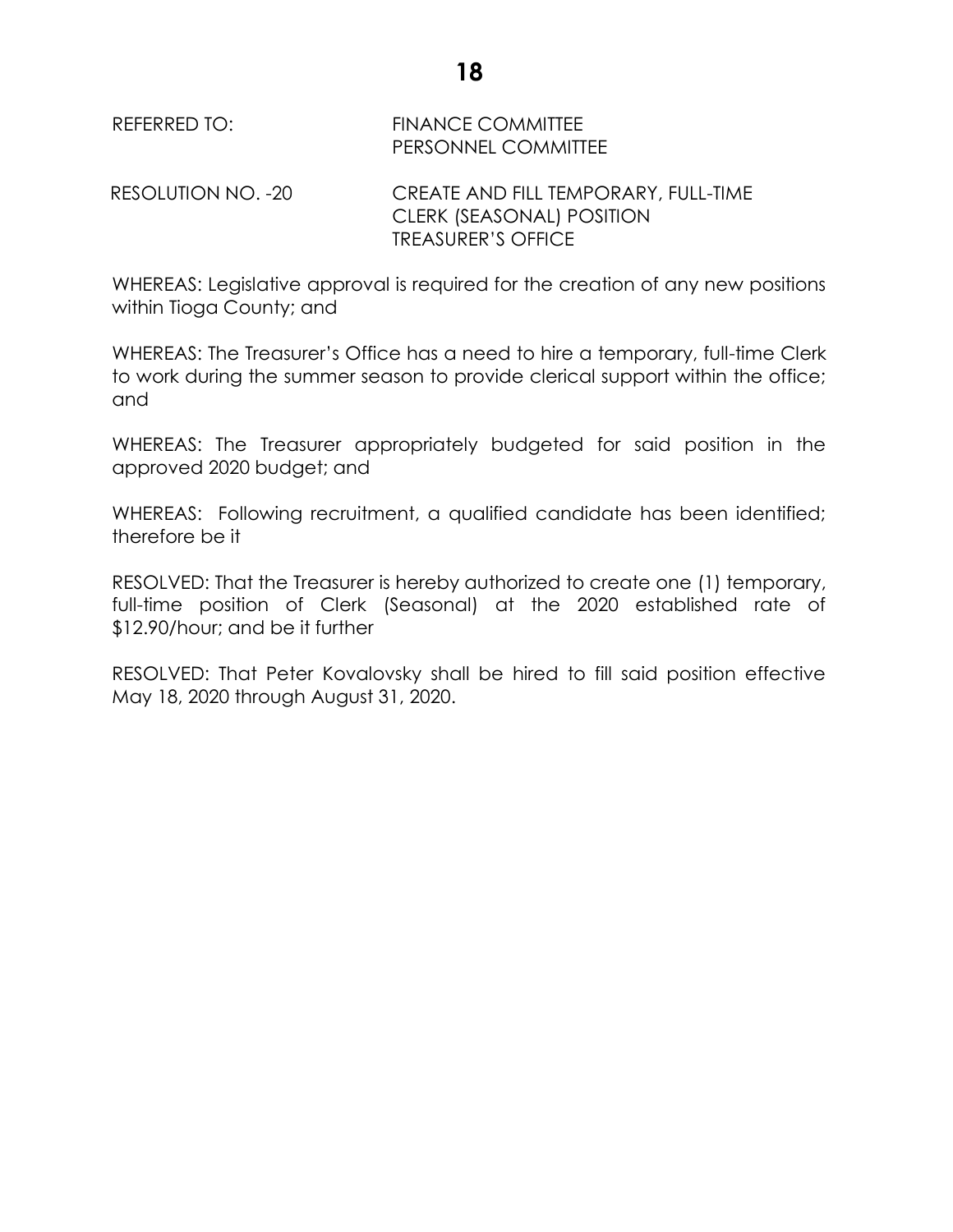REFERRED TO: FINANCE COMMITTEE
PERSONNEL COMMITTEE

RESOLUTION NO. -20 CREATE AND FILL TEMPORARY, FULL-TIME CLERK (SEASONAL) POSITION TREASURER'S OFFICE

WHEREAS: Legislative approval is required for the creation of any new positions within Tioga County; and

WHEREAS: The Treasurer's Office has a need to hire a temporary, full-time Clerk to work during the summer season to provide clerical support within the office; and

WHEREAS: The Treasurer appropriately budgeted for said position in the approved 2020 budget; and

WHEREAS: Following recruitment, a qualified candidate has been identified; therefore be it

RESOLVED: That the Treasurer is hereby authorized to create one (1) temporary, full-time position of Clerk (Seasonal) at the 2020 established rate of $12.90/hour; and be it further

RESOLVED: That Peter Kovalovsky shall be hired to fill said position effective May 18, 2020 through August 31, 2020.